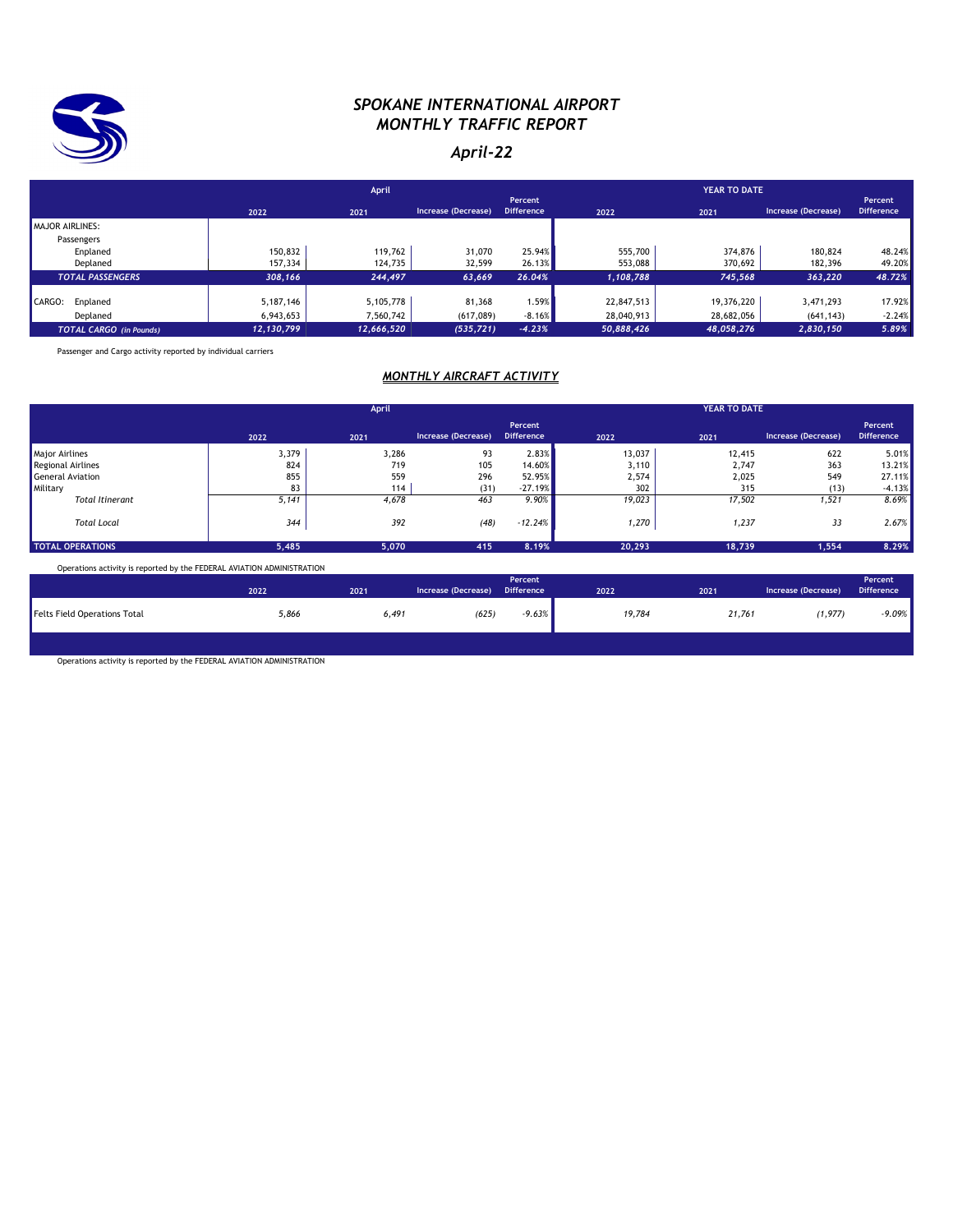# *SPOKANE INTERNATIONAL AIRPORT*
# *MONTHLY TRAFFIC REPORT*

## *April-22*

| | April | | | | YEAR TO DATE | | | |
|---|---|---|---|---|---|---|---|---|
| | 2022 | 2021 | Increase (Decrease) | Percent Difference | 2022 | 2021 | Increase (Decrease) | Percent Difference |
| MAJOR AIRLINES: | | | | | | | | |
| Passengers | | | | | | | | |
| Enplaned | 150,832 | 119,762 | 31,070 | 25.94% | 555,700 | 374,876 | 180,824 | 48.24% |
| Deplaned | 157,334 | 124,735 | 32,599 | 26.13% | 553,088 | 370,692 | 182,396 | 49.20% |
| *TOTAL PASSENGERS* | *308,166* | *244,497* | *63,669* | *26.04%* | *1,108,788* | *745,568* | *363,220* | *48.72%* |
| CARGO: Enplaned | 5,187,146 | 5,105,778 | 81,368 | 1.59% | 22,847,513 | 19,376,220 | 3,471,293 | 17.92% |
| Deplaned | 6,943,653 | 7,560,742 | (617,089) | -8.16% | 28,040,913 | 28,682,056 | (641,143) | -2.24% |
| *TOTAL CARGO (in Pounds)* | *12,130,799* | *12,666,520* | *(535,721)* | *-4.23%* | *50,888,426* | *48,058,276* | *2,830,150* | *5.89%* |

Passenger and Cargo activity reported by individual carriers

## *MONTHLY AIRCRAFT ACTIVITY*

| | April | | | | YEAR TO DATE | | | |
|---|---|---|---|---|---|---|---|---|
| | 2022 | 2021 | Increase (Decrease) | Percent Difference | 2022 | 2021 | Increase (Decrease) | Percent Difference |
| Major Airlines | 3,379 | 3,286 | 93 | 2.83% | 13,037 | 12,415 | 622 | 5.01% |
| Regional Airlines | 824 | 719 | 105 | 14.60% | 3,110 | 2,747 | 363 | 13.21% |
| General Aviation | 855 | 559 | 296 | 52.95% | 2,574 | 2,025 | 549 | 27.11% |
| Military | 83 | 114 | (31) | -27.19% | 302 | 315 | (13) | -4.13% |
| *Total Itinerant* | *5,141* | *4,678* | *463* | *9.90%* | *19,023* | *17,502* | *1,521* | *8.69%* |
| *Total Local* | *344* | *392* | *(48)* | *-12.24%* | *1,270* | *1,237* | *33* | *2.67%* |
| TOTAL OPERATIONS | 5,485 | 5,070 | 415 | 8.19% | 20,293 | 18,739 | 1,554 | 8.29% |

Operations activity is reported by the FEDERAL AVIATION ADMINISTRATION

| | 2022 | 2021 | Increase (Decrease) | Percent Difference | 2022 | 2021 | Increase (Decrease) | Percent Difference |
|---|---|---|---|---|---|---|---|---|
| Felts Field Operations Total | *5,866* | *6,491* | *(625)* | *-9.63%* | *19,784* | *21,761* | *(1,977)* | *-9.09%* |

Operations activity is reported by the FEDERAL AVIATION ADMINISTRATION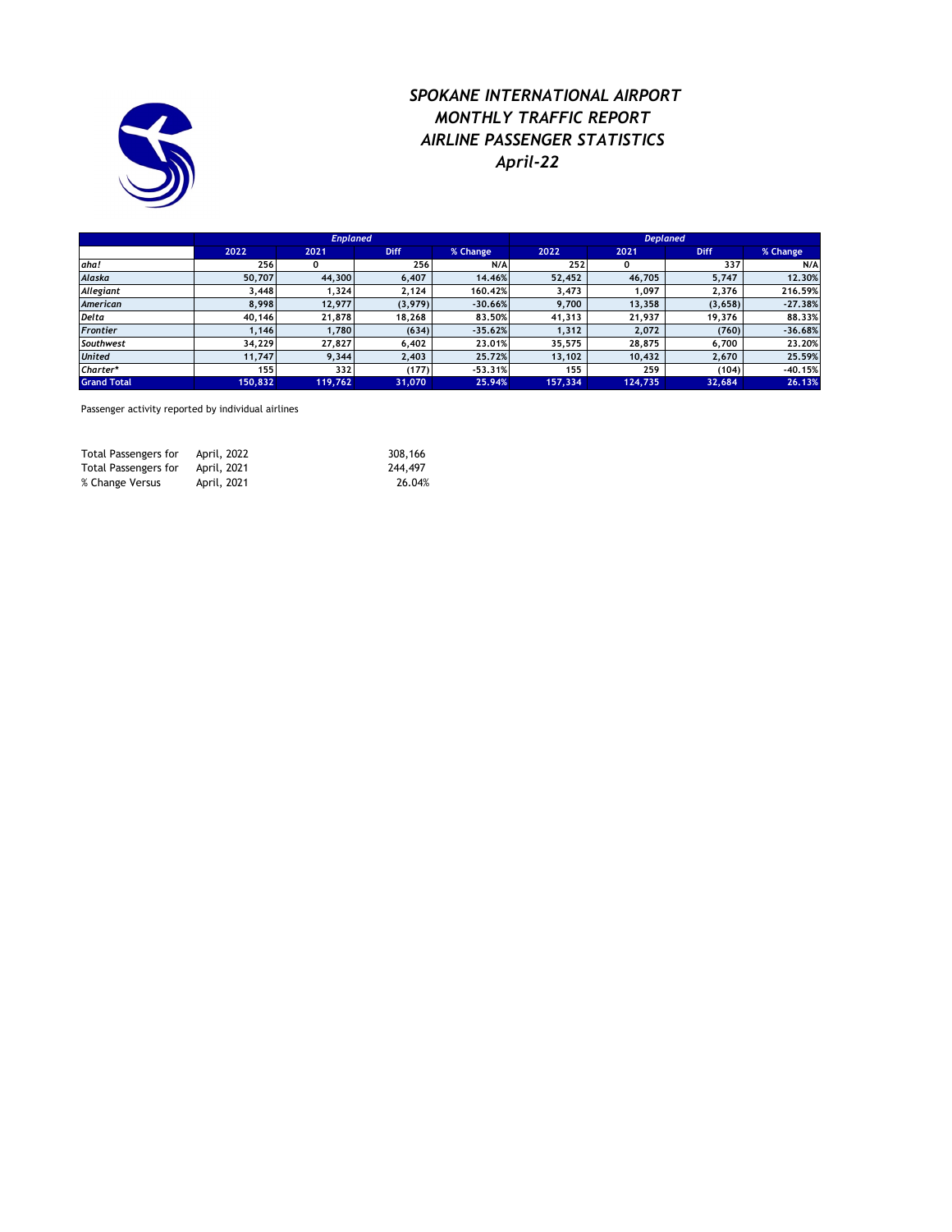# *SPOKANE INTERNATIONAL AIRPORT*
# *MONTHLY TRAFFIC REPORT*
# *AIRLINE PASSENGER STATISTICS*
# *April-22*

| | *Enplaned* | | | | *Deplaned* | | | |
|---|---|---|---|---|---|---|---|---|
| | 2022 | 2021 | Diff | % Change | 2022 | 2021 | Diff | % Change |
| *aha!* | 256 | 0 | 256 | N/A | 252 | 0 | 337 | N/A |
| *Alaska* | 50,707 | 44,300 | 6,407 | 14.46% | 52,452 | 46,705 | 5,747 | 12.30% |
| *Allegiant* | 3,448 | 1,324 | 2,124 | 160.42% | 3,473 | 1,097 | 2,376 | 216.59% |
| *American* | 8,998 | 12,977 | (3,979) | -30.66% | 9,700 | 13,358 | (3,658) | -27.38% |
| *Delta* | 40,146 | 21,878 | 18,268 | 83.50% | 41,313 | 21,937 | 19,376 | 88.33% |
| *Frontier* | 1,146 | 1,780 | (634) | -35.62% | 1,312 | 2,072 | (760) | -36.68% |
| *Southwest* | 34,229 | 27,827 | 6,402 | 23.01% | 35,575 | 28,875 | 6,700 | 23.20% |
| *United* | 11,747 | 9,344 | 2,403 | 25.72% | 13,102 | 10,432 | 2,670 | 25.59% |
| *Charter** | 155 | 332 | (177) | -53.31% | 155 | 259 | (104) | -40.15% |
| **Grand Total** | 150,832 | 119,762 | 31,070 | 25.94% | 157,334 | 124,735 | 32,684 | 26.13% |

Passenger activity reported by individual airlines

| | | |
|---|---|---|
| Total Passengers for | April, 2022 | 308,166 |
| Total Passengers for | April, 2021 | 244,497 |
| % Change Versus | April, 2021 | 26.04% |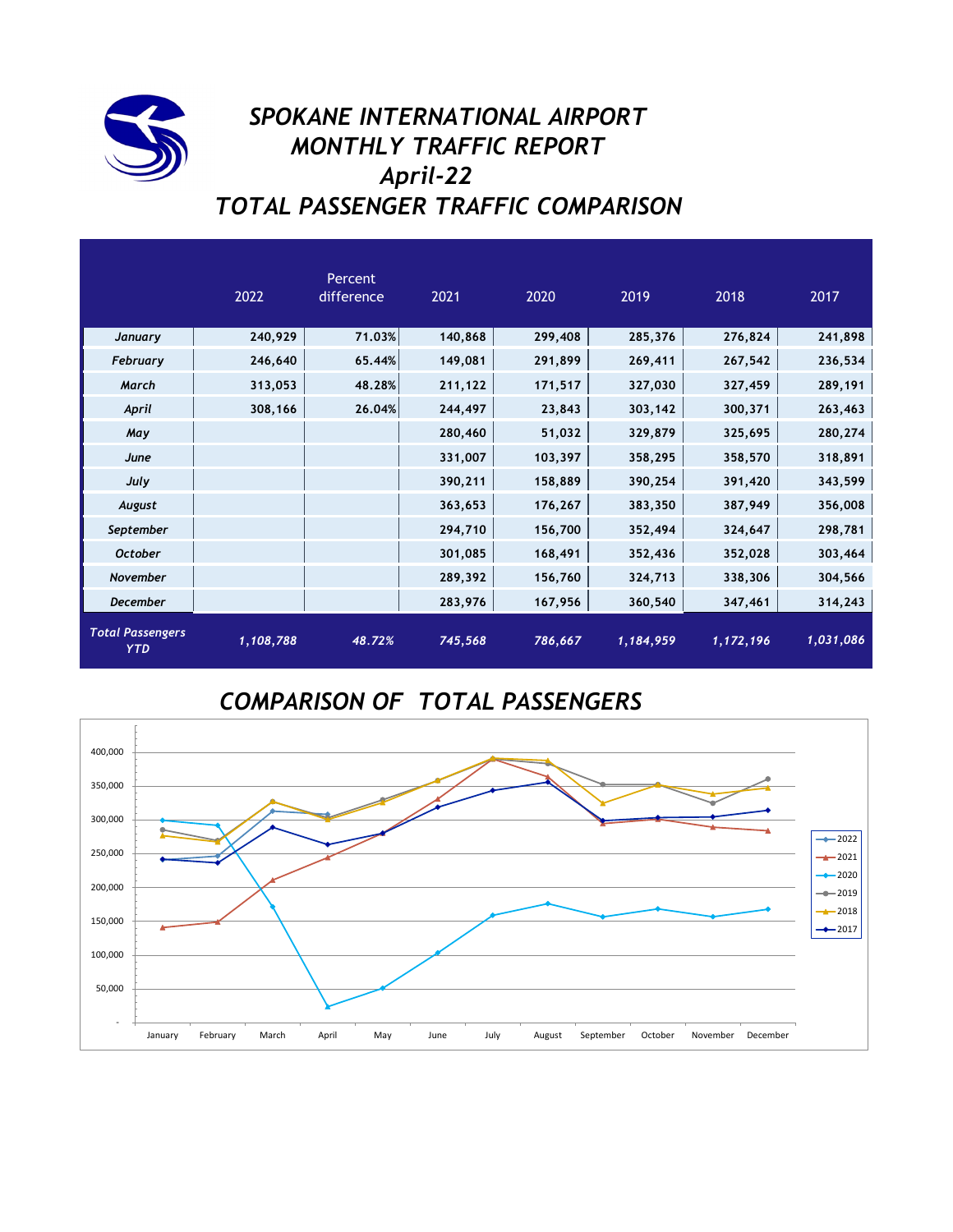# *SPOKANE INTERNATIONAL AIRPORT*
## *MONTHLY TRAFFIC REPORT*
## *April-22*
## *TOTAL PASSENGER TRAFFIC COMPARISON*

| | 2022 | Percent difference | 2021 | 2020 | 2019 | 2018 | 2017 |
|---|---|---|---|---|---|---|---|
| *January* | 240,929 | 71.03% | 140,868 | 299,408 | 285,376 | 276,824 | 241,898 |
| *February* | 246,640 | 65.44% | 149,081 | 291,899 | 269,411 | 267,542 | 236,534 |
| *March* | 313,053 | 48.28% | 211,122 | 171,517 | 327,030 | 327,459 | 289,191 |
| *April* | 308,166 | 26.04% | 244,497 | 23,843 | 303,142 | 300,371 | 263,463 |
| *May* | | | 280,460 | 51,032 | 329,879 | 325,695 | 280,274 |
| *June* | | | 331,007 | 103,397 | 358,295 | 358,570 | 318,891 |
| *July* | | | 390,211 | 158,889 | 390,254 | 391,420 | 343,599 |
| *August* | | | 363,653 | 176,267 | 383,350 | 387,949 | 356,008 |
| *September* | | | 294,710 | 156,700 | 352,494 | 324,647 | 298,781 |
| *October* | | | 301,085 | 168,491 | 352,436 | 352,028 | 303,464 |
| *November* | | | 289,392 | 156,760 | 324,713 | 338,306 | 304,566 |
| *December* | | | 283,976 | 167,956 | 360,540 | 347,461 | 314,243 |
| *Total Passengers YTD* | *1,108,788* | *48.72%* | *745,568* | *786,667* | *1,184,959* | *1,172,196* | *1,031,086* |

## *COMPARISON OF TOTAL PASSENGERS*

400,000
350,000
300,000
250,000
200,000
150,000
100,000
50,000
-

January February March April May June July August September October November December

2022
2021
2020
2019
2018
2017